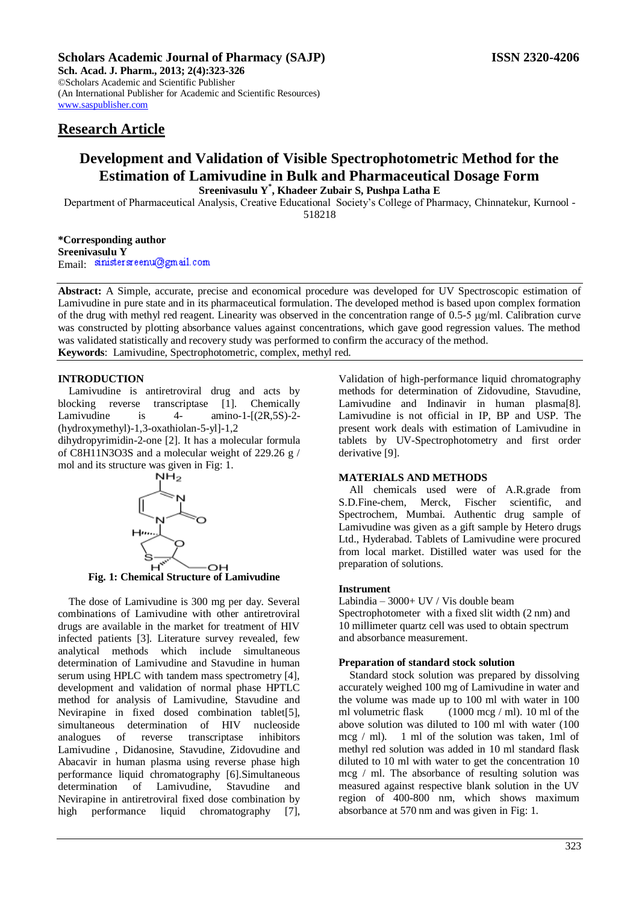**Scholars Academic Journal of Pharmacy (SAJP)** **ISSN 2320-4206**

**Sch. Acad. J. Pharm., 2013; 2(4):323-326**
©Scholars Academic and Scientific Publisher
(An International Publisher for Academic and Scientific Resources)
www.saspublisher.com

## Research Article

# Development and Validation of Visible Spectrophotometric Method for the Estimation of Lamivudine in Bulk and Pharmaceutical Dosage Form

**Sreenivasulu Y*, Khadeer Zubair S, Pushpa Latha E**

Department of Pharmaceutical Analysis, Creative Educational Society's College of Pharmacy, Chinnatekur, Kurnool - 518218

**\*Corresponding author**
**Sreenivasulu Y**
Email: sinistersreenu@gmail.com

**Abstract:** A Simple, accurate, precise and economical procedure was developed for UV Spectroscopic estimation of Lamivudine in pure state and in its pharmaceutical formulation. The developed method is based upon complex formation of the drug with methyl red reagent. Linearity was observed in the concentration range of 0.5-5 μg/ml. Calibration curve was constructed by plotting absorbance values against concentrations, which gave good regression values. The method was validated statistically and recovery study was performed to confirm the accuracy of the method.
**Keywords**: Lamivudine, Spectrophotometric, complex, methyl red.

## INTRODUCTION

Lamivudine is antiretroviral drug and acts by blocking reverse transcriptase [1]. Chemically Lamivudine is 4- amino-1-[(2R,5S)-2-(hydroxymethyl)-1,3-oxathiolan-5-yl]-1,2 dihydropyrimidin-2-one [2]. It has a molecular formula of $C_8H_{11}N_3O_3S$ and a molecular weight of 229.26 g / mol and its structure was given in Fig: 1.

**Fig. 1: Chemical Structure of Lamivudine**

The dose of Lamivudine is 300 mg per day. Several combinations of Lamivudine with other antiretroviral drugs are available in the market for treatment of HIV infected patients [3]. Literature survey revealed, few analytical methods which include simultaneous determination of Lamivudine and Stavudine in human serum using HPLC with tandem mass spectrometry [4], development and validation of normal phase HPTLC method for analysis of Lamivudine, Stavudine and Nevirapine in fixed dosed combination tablet[5], simultaneous determination of HIV nucleoside analogues of reverse transcriptase inhibitors Lamivudine , Didanosine, Stavudine, Zidovudine and Abacavir in human plasma using reverse phase high performance liquid chromatography [6].Simultaneous determination of Lamivudine, Stavudine and Nevirapine in antiretroviral fixed dose combination by high performance liquid chromatography [7], Validation of high-performance liquid chromatography methods for determination of Zidovudine, Stavudine, Lamivudine and Indinavir in human plasma[8]. Lamivudine is not official in IP, BP and USP. The present work deals with estimation of Lamivudine in tablets by UV-Spectrophotometry and first order derivative [9].

## MATERIALS AND METHODS

All chemicals used were of A.R.grade from S.D.Fine-chem, Merck, Fischer scientific, and Spectrochem, Mumbai. Authentic drug sample of Lamivudine was given as a gift sample by Hetero drugs Ltd., Hyderabad. Tablets of Lamivudine were procured from local market. Distilled water was used for the preparation of solutions.

### Instrument

Labindia – 3000+ UV / Vis double beam Spectrophotometer with a fixed slit width (2 nm) and 10 millimeter quartz cell was used to obtain spectrum and absorbance measurement.

### Preparation of standard stock solution

Standard stock solution was prepared by dissolving accurately weighed 100 mg of Lamivudine in water and the volume was made up to 100 ml with water in 100 ml volumetric flask (1000 mcg / ml). 10 ml of the above solution was diluted to 100 ml with water (100 mcg / ml). 1 ml of the solution was taken, 1ml of methyl red solution was added in 10 ml standard flask diluted to 10 ml with water to get the concentration 10 mcg / ml. The absorbance of resulting solution was measured against respective blank solution in the UV region of 400-800 nm, which shows maximum absorbance at 570 nm and was given in Fig: 1.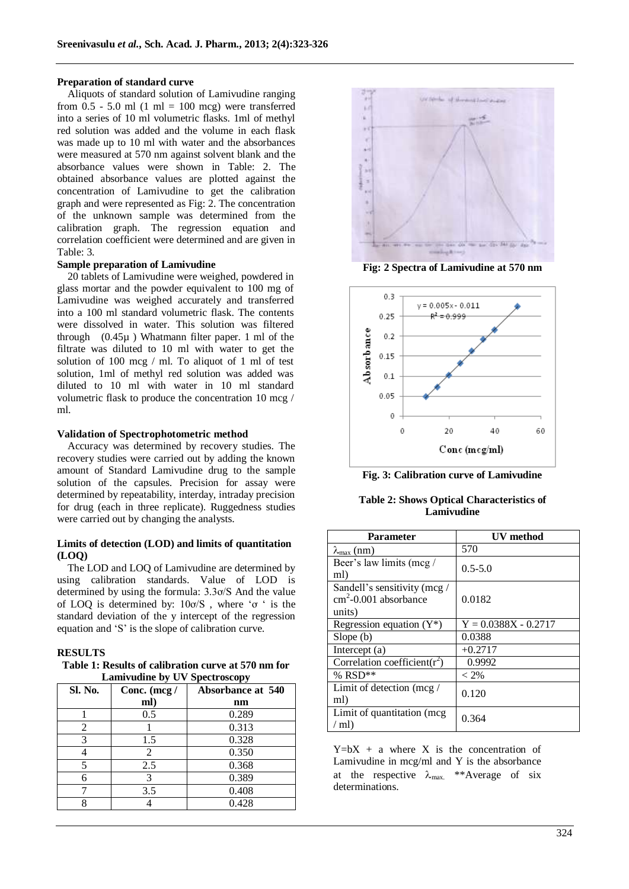### Preparation of standard curve

Aliquots of standard solution of Lamivudine ranging from 0.5 - 5.0 ml (1 ml = 100 mcg) were transferred into a series of 10 ml volumetric flasks. 1ml of methyl red solution was added and the volume in each flask was made up to 10 ml with water and the absorbances were measured at 570 nm against solvent blank and the absorbance values were shown in Table: 2. The obtained absorbance values are plotted against the concentration of Lamivudine to get the calibration graph and were represented as Fig: 2. The concentration of the unknown sample was determined from the calibration graph. The regression equation and correlation coefficient were determined and are given in Table: 3.

### Sample preparation of Lamivudine

20 tablets of Lamivudine were weighed, powdered in glass mortar and the powder equivalent to 100 mg of Lamivudine was weighed accurately and transferred into a 100 ml standard volumetric flask. The contents were dissolved in water. This solution was filtered through (0.45μ ) Whatmann filter paper. 1 ml of the filtrate was diluted to 10 ml with water to get the solution of 100 mcg / ml. To aliquot of 1 ml of test solution, 1ml of methyl red solution was added was diluted to 10 ml with water in 10 ml standard volumetric flask to produce the concentration 10 mcg / ml.

### Validation of Spectrophotometric method

Accuracy was determined by recovery studies. The recovery studies were carried out by adding the known amount of Standard Lamivudine drug to the sample solution of the capsules. Precision for assay were determined by repeatability, interday, intraday precision for drug (each in three replicate). Ruggedness studies were carried out by changing the analysts.

### Limits of detection (LOD) and limits of quantitation (LOQ)

The LOD and LOQ of Lamivudine are determined by using calibration standards. Value of LOD is determined by using the formula: $3.3\sigma/S$ And the value of LOQ is determined by: $10\sigma/S$ , where '$\sigma$ ' is the standard deviation of the y intercept of the regression equation and 'S' is the slope of calibration curve.

## RESULTS

**Table 1: Results of calibration curve at 570 nm for Lamivudine by UV Spectroscopy**

| Sl. No. | Conc. (mcg / ml) | Absorbance at 540 nm |
|---|---|---|
| 1 | 0.5 | 0.289 |
| 2 | 1 | 0.313 |
| 3 | 1.5 | 0.328 |
| 4 | 2 | 0.350 |
| 5 | 2.5 | 0.368 |
| 6 | 3 | 0.389 |
| 7 | 3.5 | 0.408 |
| 8 | 4 | 0.428 |

**Fig: 2 Spectra of Lamivudine at 570 nm**

**Fig. 3: Calibration curve of Lamivudine**

**Table 2: Shows Optical Characteristics of Lamivudine**

| Parameter | UV method |
|---|---|
| $\lambda_{max}$ (nm) | 570 |
| Beer's law limits (mcg / ml) | 0.5-5.0 |
| Sandell's sensitivity (mcg / $cm^2$-0.001 absorbance units) | 0.0182 |
| Regression equation (Y*) | Y = 0.0388X - 0.2717 |
| Slope (b) | 0.0388 |
| Intercept (a) | +0.2717 |
| Correlation coefficient($r^2$) | 0.9992 |
| % RSD** | < 2% |
| Limit of detection (mcg / ml) | 0.120 |
| Limit of quantitation (mcg / ml) | 0.364 |

Y=bX + a where X is the concentration of Lamivudine in mcg/ml and Y is the absorbance at the respective $\lambda_{max.}$ **Average of six determinations.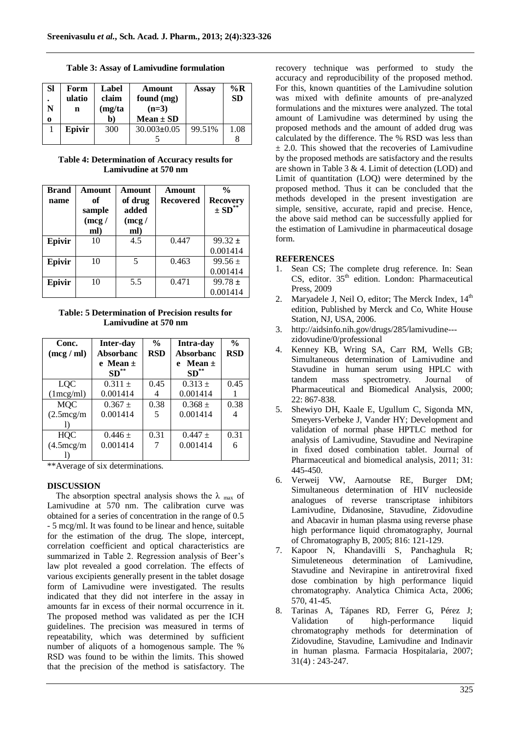**Table 3: Assay of Lamivudine formulation**

| Sl. No | Formulation | Label claim (mg/tab) | Amount found (mg) (n=3) Mean ± SD | Assay | %RSD |
|---|---|---|---|---|---|
| 1 | **Epivir** | 300 | 30.003±0.055 | 99.51% | 1.088 |

**Table 4: Determination of Accuracy results for Lamivudine at 570 nm**

| Brand name | Amount of sample (mcg / ml) | Amount of drug added (mcg / ml) | Amount Recovered | % Recovery ± SD** |
|---|---|---|---|---|
| **Epivir** | 10 | 4.5 | 0.447 | 99.32 ± 0.001414 |
| **Epivir** | 10 | 5 | 0.463 | 99.56 ± 0.001414 |
| **Epivir** | 10 | 5.5 | 0.471 | 99.78 ± 0.001414 |

**Table: 5 Determination of Precision results for Lamivudine at 570 nm**

| Conc. (mcg / ml) | Inter-day Absorbance Mean ± SD** | % RSD | Intra-day Absorbance Mean ± SD** | % RSD |
|---|---|---|---|---|
| LQC (1mcg/ml) | 0.311 ± 0.001414 | 0.454 | 0.313 ± 0.001414 | 0.451 |
| MQC (2.5mcg/ml) | 0.367 ± 0.001414 | 0.385 | 0.368 ± 0.001414 | 0.384 |
| HQC (4.5mcg/ml) | 0.446 ± 0.001414 | 0.317 | 0.447 ± 0.001414 | 0.316 |

**Average of six determinations.

## DISCUSSION

The absorption spectral analysis shows the $\lambda_{max}$ of Lamivudine at 570 nm. The calibration curve was obtained for a series of concentration in the range of 0.5 - 5 mcg/ml. It was found to be linear and hence, suitable for the estimation of the drug. The slope, intercept, correlation coefficient and optical characteristics are summarized in Table 2. Regression analysis of Beer's law plot revealed a good correlation. The effects of various excipients generally present in the tablet dosage form of Lamivudine were investigated. The results indicated that they did not interfere in the assay in amounts far in excess of their normal occurrence in it. The proposed method was validated as per the ICH guidelines. The precision was measured in terms of repeatability, which was determined by sufficient number of aliquots of a homogenous sample. The % RSD was found to be within the limits. This showed that the precision of the method is satisfactory. The recovery technique was performed to study the accuracy and reproducibility of the proposed method. For this, known quantities of the Lamivudine solution was mixed with definite amounts of pre-analyzed formulations and the mixtures were analyzed. The total amount of Lamivudine was determined by using the proposed methods and the amount of added drug was calculated by the difference. The % RSD was less than ± 2.0. This showed that the recoveries of Lamivudine by the proposed methods are satisfactory and the results are shown in Table 3 & 4. Limit of detection (LOD) and Limit of quantitation (LOQ) were determined by the proposed method. Thus it can be concluded that the methods developed in the present investigation are simple, sensitive, accurate, rapid and precise. Hence, the above said method can be successfully applied for the estimation of Lamivudine in pharmaceutical dosage form.

## REFERENCES

1. Sean CS; The complete drug reference. In: Sean CS, editor. 35th edition. London: Pharmaceutical Press, 2009
2. Maryadele J, Neil O, editor; The Merck Index, 14th edition, Published by Merck and Co, White House Station, NJ, USA, 2006.
3. http://aidsinfo.nih.gov/drugs/285/lamivudine---zidovudine/0/professional
4. Kenney KB, Wring SA, Carr RM, Wells GB; Simultaneous determination of Lamivudine and Stavudine in human serum using HPLC with tandem mass spectrometry. Journal of Pharmaceutical and Biomedical Analysis, 2000; 22: 867-838.
5. Shewiyo DH, Kaale E, Ugullum C, Sigonda MN, Smeyers-Verbeke J, Vander HY; Development and validation of normal phase HPTLC method for analysis of Lamivudine, Stavudine and Nevirapine in fixed dosed combination tablet. Journal of Pharmaceutical and biomedical analysis, 2011; 31: 445-450.
6. Verweij VW, Aarnoutse RE, Burger DM; Simultaneous determination of HIV nucleoside analogues of reverse transcriptase inhibitors Lamivudine, Didanosine, Stavudine, Zidovudine and Abacavir in human plasma using reverse phase high performance liquid chromatography, Journal of Chromatography B, 2005; 816: 121-129.
7. Kapoor N, Khandavilli S, Panchaghula R; Simuleteneous determination of Lamivudine, Stavudine and Nevirapine in antiretroviral fixed dose combination by high performance liquid chromatography. Analytica Chimica Acta, 2006; 570, 41-45.
8. Tarinas A, Tápanes RD, Ferrer G, Pérez J; Validation of high-performance liquid chromatography methods for determination of Zidovudine, Stavudine, Lamivudine and Indinavir in human plasma. Farmacia Hospitalaria, 2007; 31(4) : 243-247.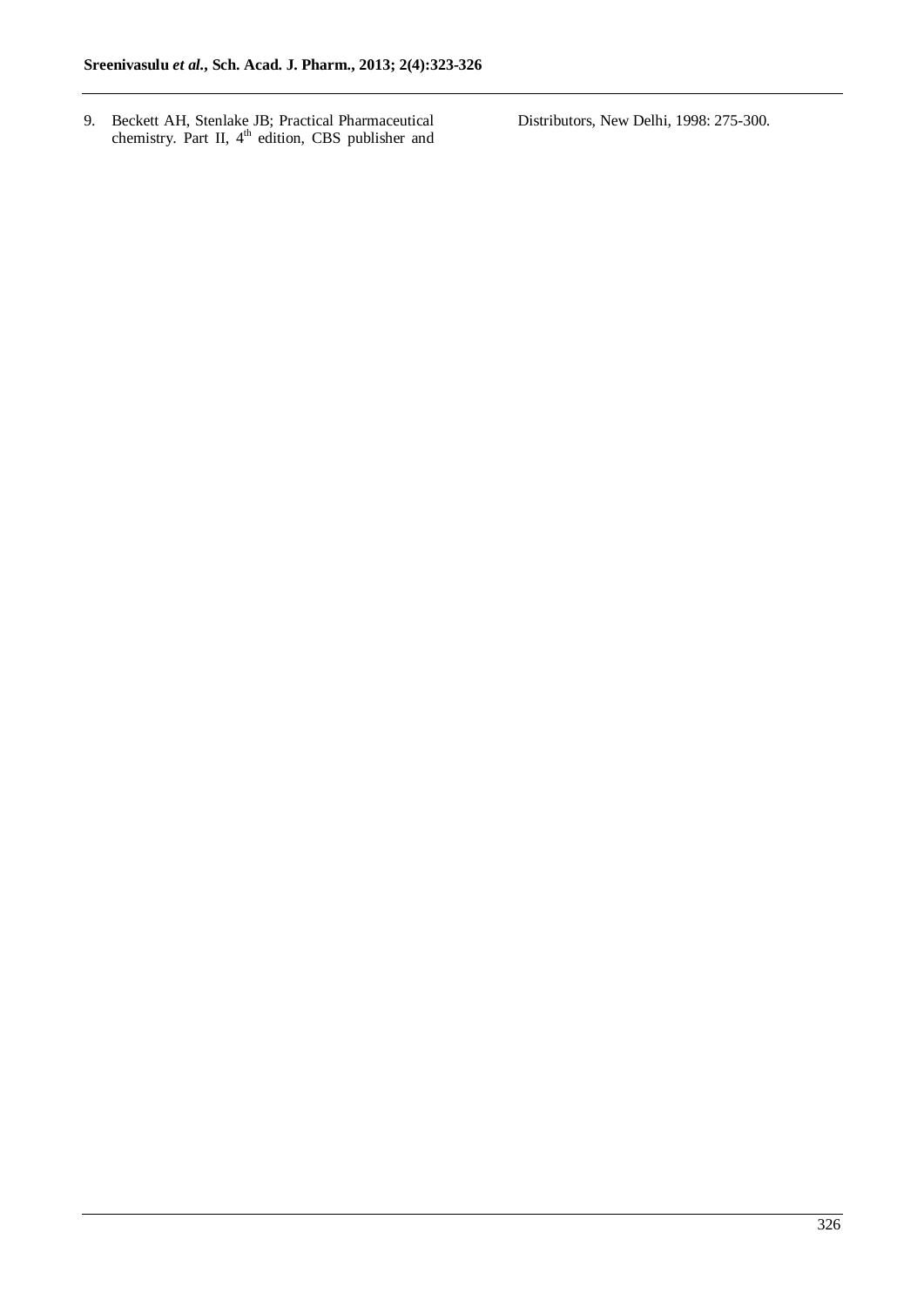9. Beckett AH, Stenlake JB; Practical Pharmaceutical chemistry. Part II, 4th edition, CBS publisher and Distributors, New Delhi, 1998: 275-300.